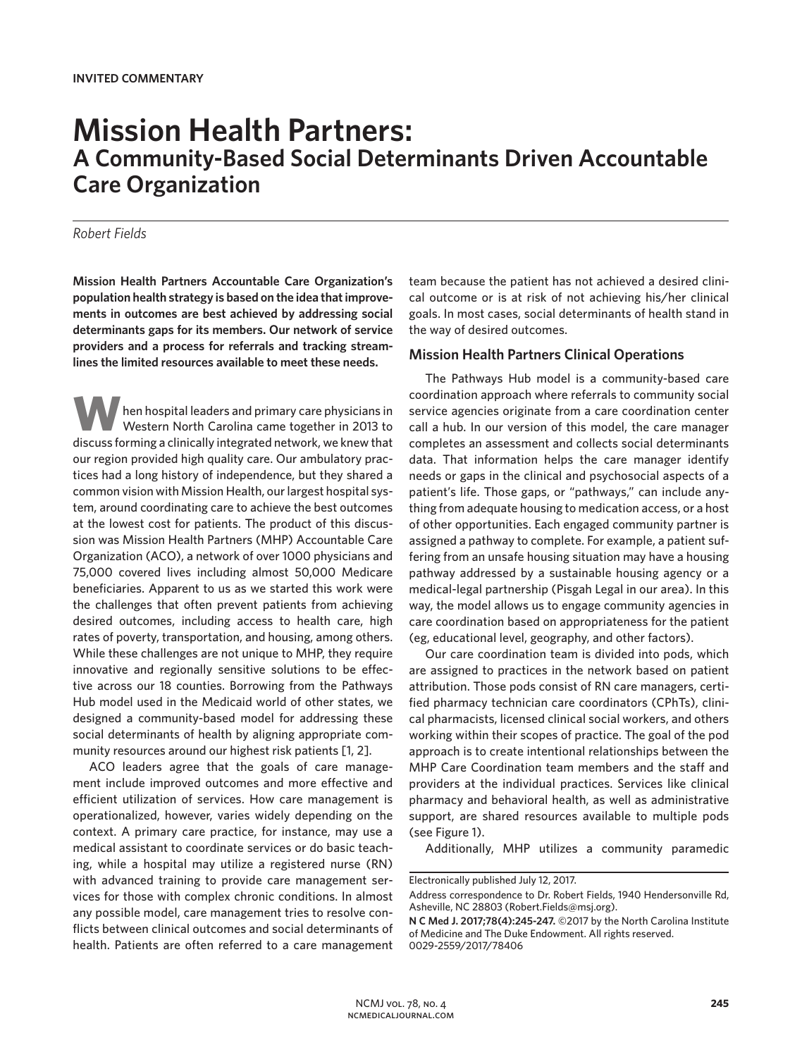INVITED COMMENTARY

# Mission Health Partners:
## A Community-Based Social Determinants Driven Accountable Care Organization

*Robert Fields*

**Mission Health Partners Accountable Care Organization's population health strategy is based on the idea that improvements in outcomes are best achieved by addressing social determinants gaps for its members. Our network of service providers and a process for referrals and tracking streamlines the limited resources available to meet these needs.**

When hospital leaders and primary care physicians in Western North Carolina came together in 2013 to discuss forming a clinically integrated network, we knew that our region provided high quality care. Our ambulatory practices had a long history of independence, but they shared a common vision with Mission Health, our largest hospital system, around coordinating care to achieve the best outcomes at the lowest cost for patients. The product of this discussion was Mission Health Partners (MHP) Accountable Care Organization (ACO), a network of over 1000 physicians and 75,000 covered lives including almost 50,000 Medicare beneficiaries. Apparent to us as we started this work were the challenges that often prevent patients from achieving desired outcomes, including access to health care, high rates of poverty, transportation, and housing, among others. While these challenges are not unique to MHP, they require innovative and regionally sensitive solutions to be effective across our 18 counties. Borrowing from the Pathways Hub model used in the Medicaid world of other states, we designed a community-based model for addressing these social determinants of health by aligning appropriate community resources around our highest risk patients [1, 2].

ACO leaders agree that the goals of care management include improved outcomes and more effective and efficient utilization of services. How care management is operationalized, however, varies widely depending on the context. A primary care practice, for instance, may use a medical assistant to coordinate services or do basic teaching, while a hospital may utilize a registered nurse (RN) with advanced training to provide care management services for those with complex chronic conditions. In almost any possible model, care management tries to resolve conflicts between clinical outcomes and social determinants of health. Patients are often referred to a care management team because the patient has not achieved a desired clinical outcome or is at risk of not achieving his/her clinical goals. In most cases, social determinants of health stand in the way of desired outcomes.

### Mission Health Partners Clinical Operations

The Pathways Hub model is a community-based care coordination approach where referrals to community social service agencies originate from a care coordination center call a hub. In our version of this model, the care manager completes an assessment and collects social determinants data. That information helps the care manager identify needs or gaps in the clinical and psychosocial aspects of a patient's life. Those gaps, or "pathways," can include anything from adequate housing to medication access, or a host of other opportunities. Each engaged community partner is assigned a pathway to complete. For example, a patient suffering from an unsafe housing situation may have a housing pathway addressed by a sustainable housing agency or a medical-legal partnership (Pisgah Legal in our area). In this way, the model allows us to engage community agencies in care coordination based on appropriateness for the patient (eg, educational level, geography, and other factors).

Our care coordination team is divided into pods, which are assigned to practices in the network based on patient attribution. Those pods consist of RN care managers, certified pharmacy technician care coordinators (CPhTs), clinical pharmacists, licensed clinical social workers, and others working within their scopes of practice. The goal of the pod approach is to create intentional relationships between the MHP Care Coordination team members and the staff and providers at the individual practices. Services like clinical pharmacy and behavioral health, as well as administrative support, are shared resources available to multiple pods (see Figure 1).

Additionally, MHP utilizes a community paramedic

---

Electronically published July 12, 2017.

Address correspondence to Dr. Robert Fields, 1940 Hendersonville Rd, Asheville, NC 28803 (Robert.Fields@msj.org).

**N C Med J. 2017;78(4):245-247.** ©2017 by the North Carolina Institute of Medicine and The Duke Endowment. All rights reserved. 0029-2559/2017/78406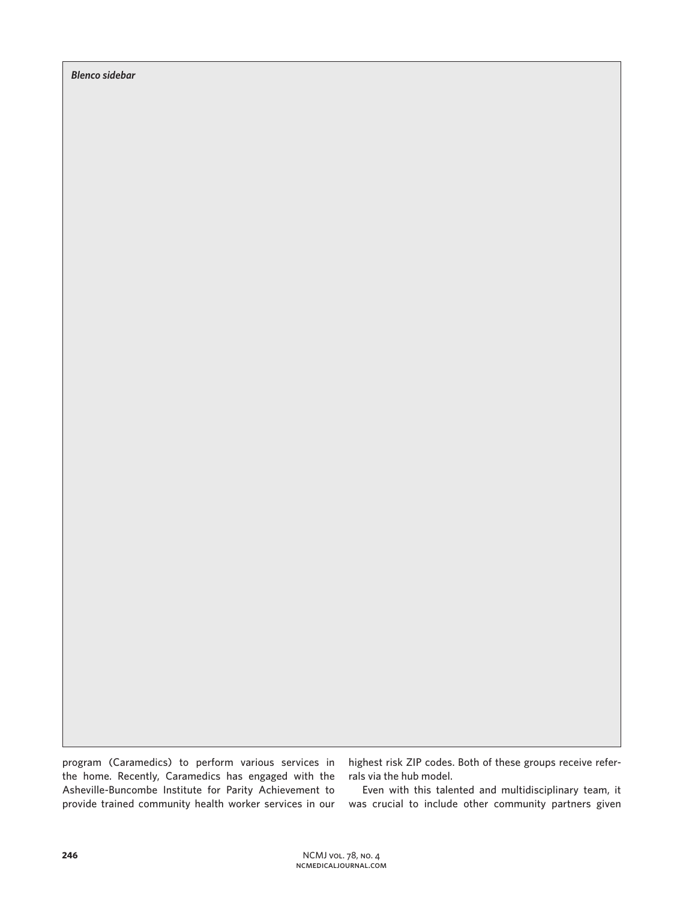*Blenco sidebar*

program (Caramedics) to perform various services in the home. Recently, Caramedics has engaged with the Asheville-Buncombe Institute for Parity Achievement to provide trained community health worker services in our highest risk ZIP codes. Both of these groups receive referrals via the hub model.

Even with this talented and multidisciplinary team, it was crucial to include other community partners given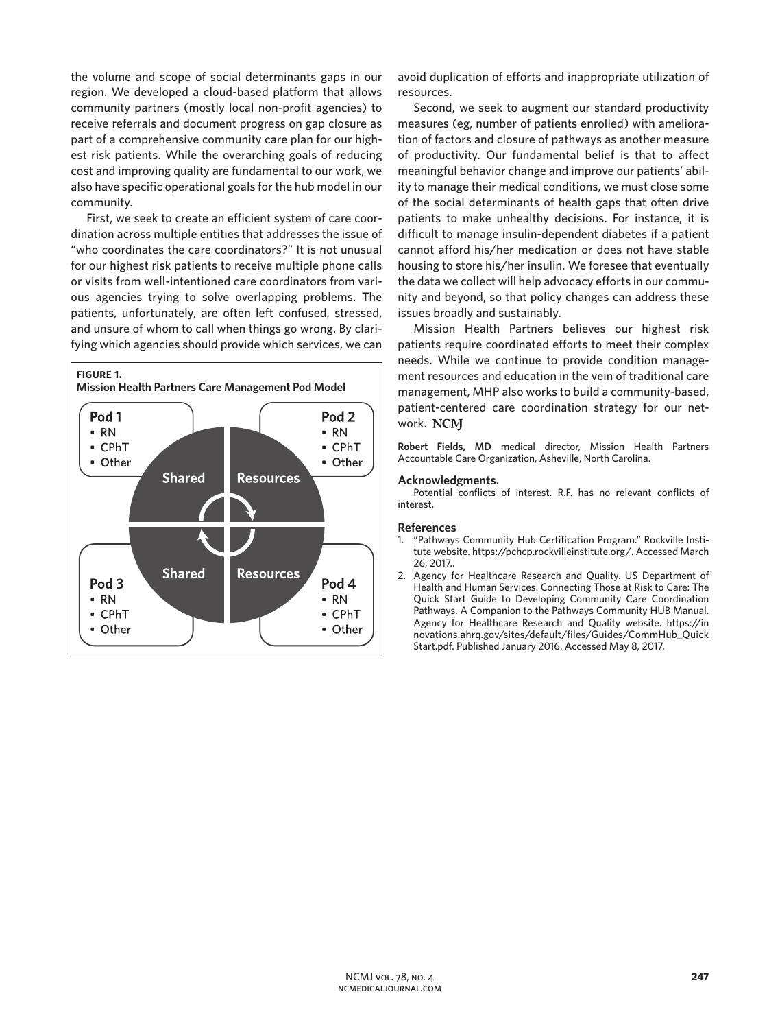the volume and scope of social determinants gaps in our region. We developed a cloud-based platform that allows community partners (mostly local non-profit agencies) to receive referrals and document progress on gap closure as part of a comprehensive community care plan for our highest risk patients. While the overarching goals of reducing cost and improving quality are fundamental to our work, we also have specific operational goals for the hub model in our community.

First, we seek to create an efficient system of care coordination across multiple entities that addresses the issue of "who coordinates the care coordinators?" It is not unusual for our highest risk patients to receive multiple phone calls or visits from well-intentioned care coordinators from various agencies trying to solve overlapping problems. The patients, unfortunately, are often left confused, stressed, and unsure of whom to call when things go wrong. By clarifying which agencies should provide which services, we can avoid duplication of efforts and inappropriate utilization of resources.

**FIGURE 1.**
**Mission Health Partners Care Management Pod Model**

Pod 1
- RN
- CPhT
- Other

Pod 2
- RN
- CPhT
- Other

Shared Resources

Shared Resources

Pod 3
- RN
- CPhT
- Other

Pod 4
- RN
- CPhT
- Other

Second, we seek to augment our standard productivity measures (eg, number of patients enrolled) with amelioration of factors and closure of pathways as another measure of productivity. Our fundamental belief is that to affect meaningful behavior change and improve our patients' ability to manage their medical conditions, we must close some of the social determinants of health gaps that often drive patients to make unhealthy decisions. For instance, it is difficult to manage insulin-dependent diabetes if a patient cannot afford his/her medication or does not have stable housing to store his/her insulin. We foresee that eventually the data we collect will help advocacy efforts in our community and beyond, so that policy changes can address these issues broadly and sustainably.

Mission Health Partners believes our highest risk patients require coordinated efforts to meet their complex needs. While we continue to provide condition management resources and education in the vein of traditional care management, MHP also works to build a community-based, patient-centered care coordination strategy for our network. NCMJ

**Robert Fields, MD** medical director, Mission Health Partners Accountable Care Organization, Asheville, North Carolina.

### Acknowledgments.

Potential conflicts of interest. R.F. has no relevant conflicts of interest.

### References

1. "Pathways Community Hub Certification Program." Rockville Institute website. https://pchcp.rockvilleinstitute.org/. Accessed March 26, 2017..
2. Agency for Healthcare Research and Quality. US Department of Health and Human Services. Connecting Those at Risk to Care: The Quick Start Guide to Developing Community Care Coordination Pathways. A Companion to the Pathways Community HUB Manual. Agency for Healthcare Research and Quality website. https://innovations.ahrq.gov/sites/default/files/Guides/CommHub_QuickStart.pdf. Published January 2016. Accessed May 8, 2017.